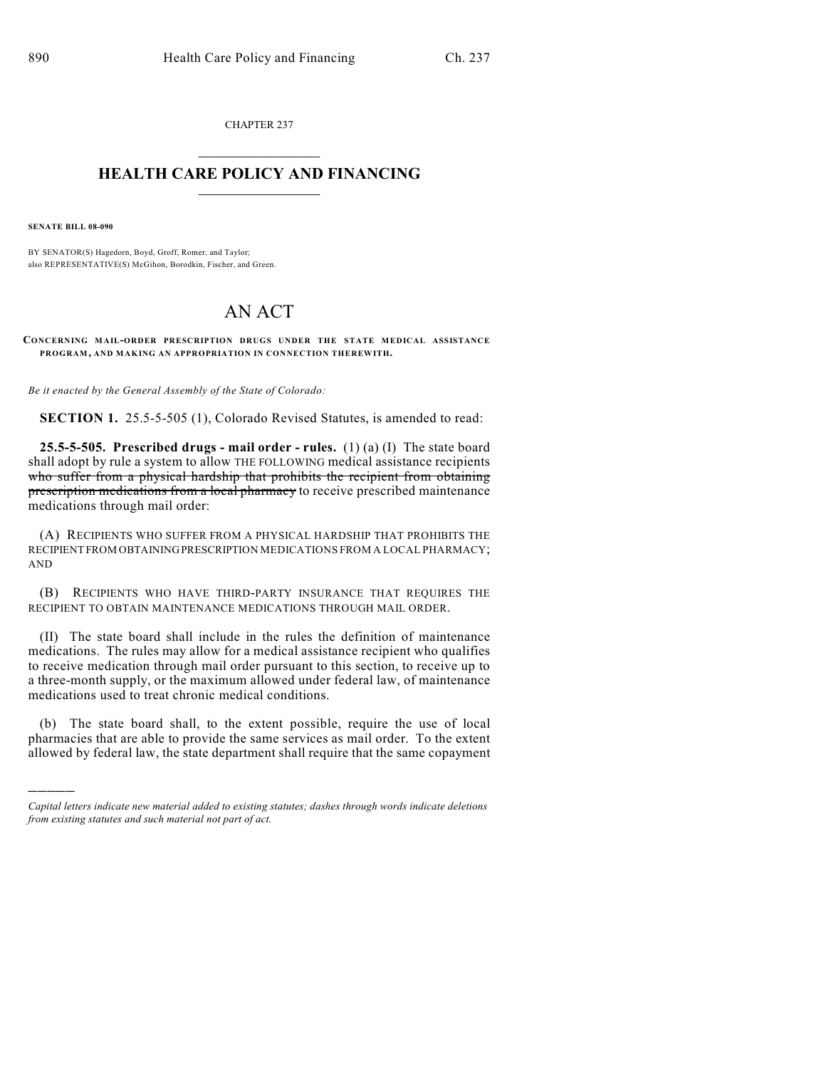CHAPTER 237

# HEALTH CARE POLICY AND FINANCING

**SENATE BILL 08-090**

BY SENATOR(S) Hagedorn, Boyd, Groff, Romer, and Taylor;
also REPRESENTATIVE(S) McGihon, Borodkin, Fischer, and Green.

# AN ACT

**CONCERNING MAIL-ORDER PRESCRIPTION DRUGS UNDER THE STATE MEDICAL ASSISTANCE PROGRAM, AND MAKING AN APPROPRIATION IN CONNECTION THEREWITH.**

*Be it enacted by the General Assembly of the State of Colorado:*

**SECTION 1.** 25.5-5-505 (1), Colorado Revised Statutes, is amended to read:

**25.5-5-505. Prescribed drugs - mail order - rules.** (1) (a) (I) The state board shall adopt by rule a system to allow THE FOLLOWING medical assistance recipients ~~who suffer from a physical hardship that prohibits the recipient from obtaining prescription medications from a local pharmacy~~ to receive prescribed maintenance medications through mail order:

(A) RECIPIENTS WHO SUFFER FROM A PHYSICAL HARDSHIP THAT PROHIBITS THE RECIPIENT FROM OBTAINING PRESCRIPTION MEDICATIONS FROM A LOCAL PHARMACY; AND

(B) RECIPIENTS WHO HAVE THIRD-PARTY INSURANCE THAT REQUIRES THE RECIPIENT TO OBTAIN MAINTENANCE MEDICATIONS THROUGH MAIL ORDER.

(II) The state board shall include in the rules the definition of maintenance medications. The rules may allow for a medical assistance recipient who qualifies to receive medication through mail order pursuant to this section, to receive up to a three-month supply, or the maximum allowed under federal law, of maintenance medications used to treat chronic medical conditions.

(b) The state board shall, to the extent possible, require the use of local pharmacies that are able to provide the same services as mail order. To the extent allowed by federal law, the state department shall require that the same copayment

---

*Capital letters indicate new material added to existing statutes; dashes through words indicate deletions from existing statutes and such material not part of act.*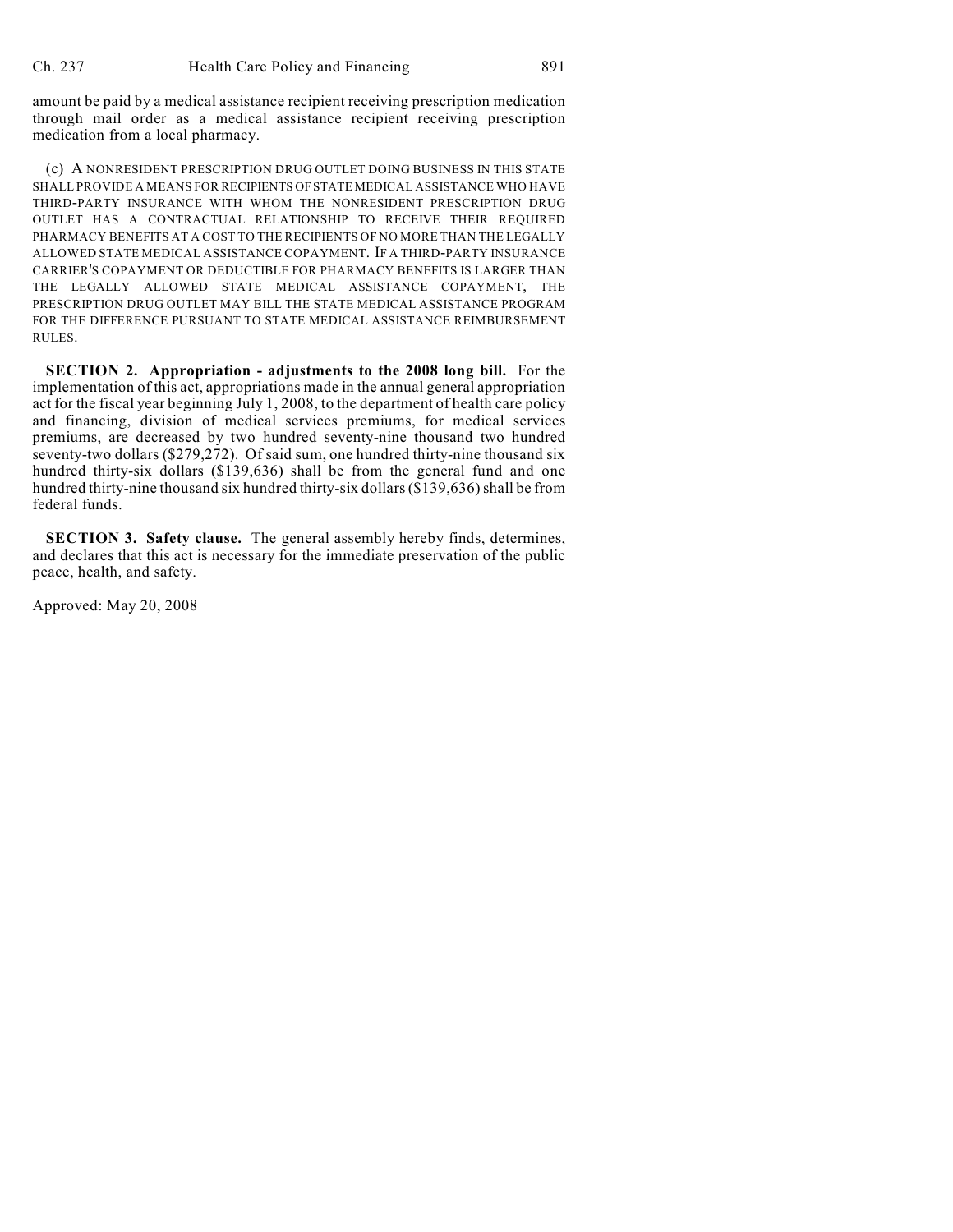amount be paid by a medical assistance recipient receiving prescription medication through mail order as a medical assistance recipient receiving prescription medication from a local pharmacy.

(c) A NONRESIDENT PRESCRIPTION DRUG OUTLET DOING BUSINESS IN THIS STATE SHALL PROVIDE A MEANS FOR RECIPIENTS OF STATE MEDICAL ASSISTANCE WHO HAVE THIRD-PARTY INSURANCE WITH WHOM THE NONRESIDENT PRESCRIPTION DRUG OUTLET HAS A CONTRACTUAL RELATIONSHIP TO RECEIVE THEIR REQUIRED PHARMACY BENEFITS AT A COST TO THE RECIPIENTS OF NO MORE THAN THE LEGALLY ALLOWED STATE MEDICAL ASSISTANCE COPAYMENT. IF A THIRD-PARTY INSURANCE CARRIER'S COPAYMENT OR DEDUCTIBLE FOR PHARMACY BENEFITS IS LARGER THAN THE LEGALLY ALLOWED STATE MEDICAL ASSISTANCE COPAYMENT, THE PRESCRIPTION DRUG OUTLET MAY BILL THE STATE MEDICAL ASSISTANCE PROGRAM FOR THE DIFFERENCE PURSUANT TO STATE MEDICAL ASSISTANCE REIMBURSEMENT RULES.

**SECTION 2. Appropriation - adjustments to the 2008 long bill.** For the implementation of this act, appropriations made in the annual general appropriation act for the fiscal year beginning July 1, 2008, to the department of health care policy and financing, division of medical services premiums, for medical services premiums, are decreased by two hundred seventy-nine thousand two hundred seventy-two dollars ($279,272). Of said sum, one hundred thirty-nine thousand six hundred thirty-six dollars ($139,636) shall be from the general fund and one hundred thirty-nine thousand six hundred thirty-six dollars ($139,636) shall be from federal funds.

**SECTION 3. Safety clause.** The general assembly hereby finds, determines, and declares that this act is necessary for the immediate preservation of the public peace, health, and safety.

Approved: May 20, 2008